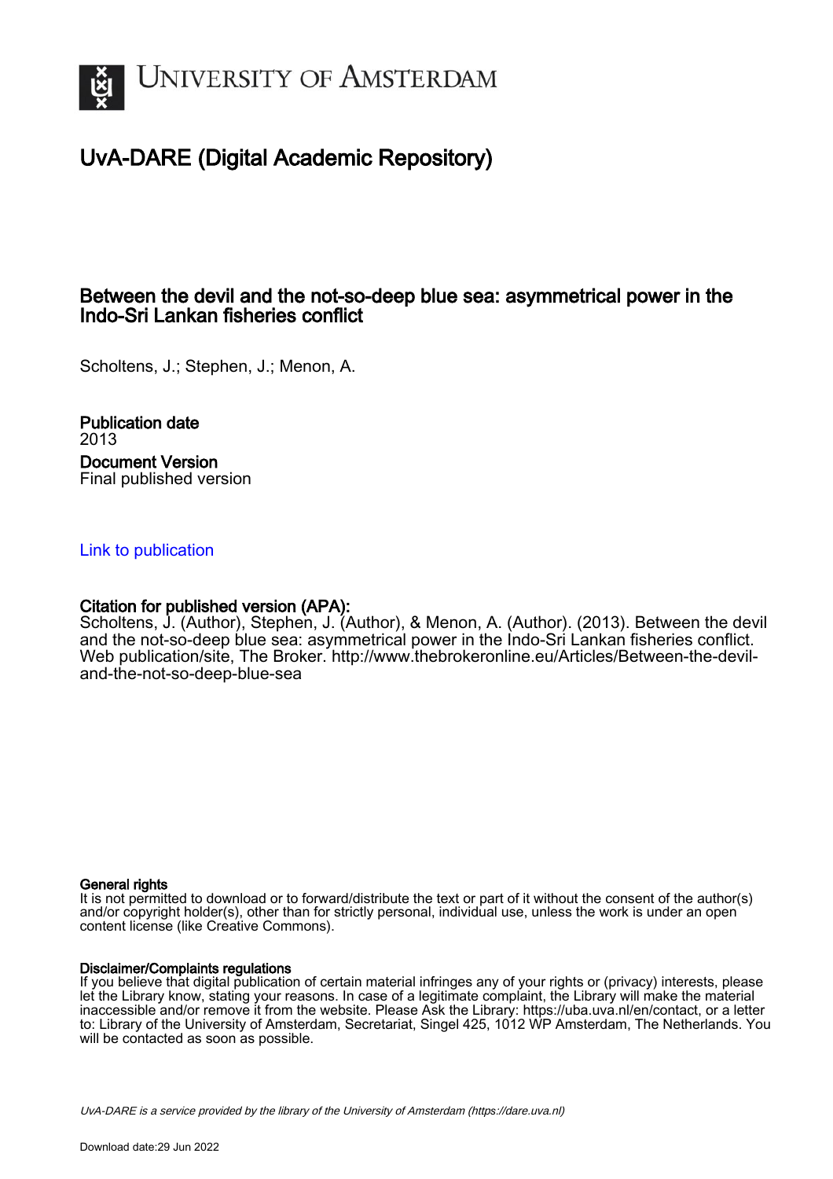# UvA-DARE (Digital Academic Repository)

## Between the devil and the not-so-deep blue sea: asymmetrical power in the Indo-Sri Lankan fisheries conflict

Scholtens, J.; Stephen, J.; Menon, A.

**Publication date**
2013

**Document Version**
Final published version

[Link to publication](#)

**Citation for published version (APA):**
Scholtens, J. (Author), Stephen, J. (Author), & Menon, A. (Author). (2013). Between the devil and the not-so-deep blue sea: asymmetrical power in the Indo-Sri Lankan fisheries conflict. Web publication/site, The Broker. http://www.thebrokeronline.eu/Articles/Between-the-devil-and-the-not-so-deep-blue-sea

**General rights**
It is not permitted to download or to forward/distribute the text or part of it without the consent of the author(s) and/or copyright holder(s), other than for strictly personal, individual use, unless the work is under an open content license (like Creative Commons).

**Disclaimer/Complaints regulations**
If you believe that digital publication of certain material infringes any of your rights or (privacy) interests, please let the Library know, stating your reasons. In case of a legitimate complaint, the Library will make the material inaccessible and/or remove it from the website. Please Ask the Library: https://uba.uva.nl/en/contact, or a letter to: Library of the University of Amsterdam, Secretariat, Singel 425, 1012 WP Amsterdam, The Netherlands. You will be contacted as soon as possible.

*UvA-DARE is a service provided by the library of the University of Amsterdam (https://dare.uva.nl)*

Download date:29 Jun 2022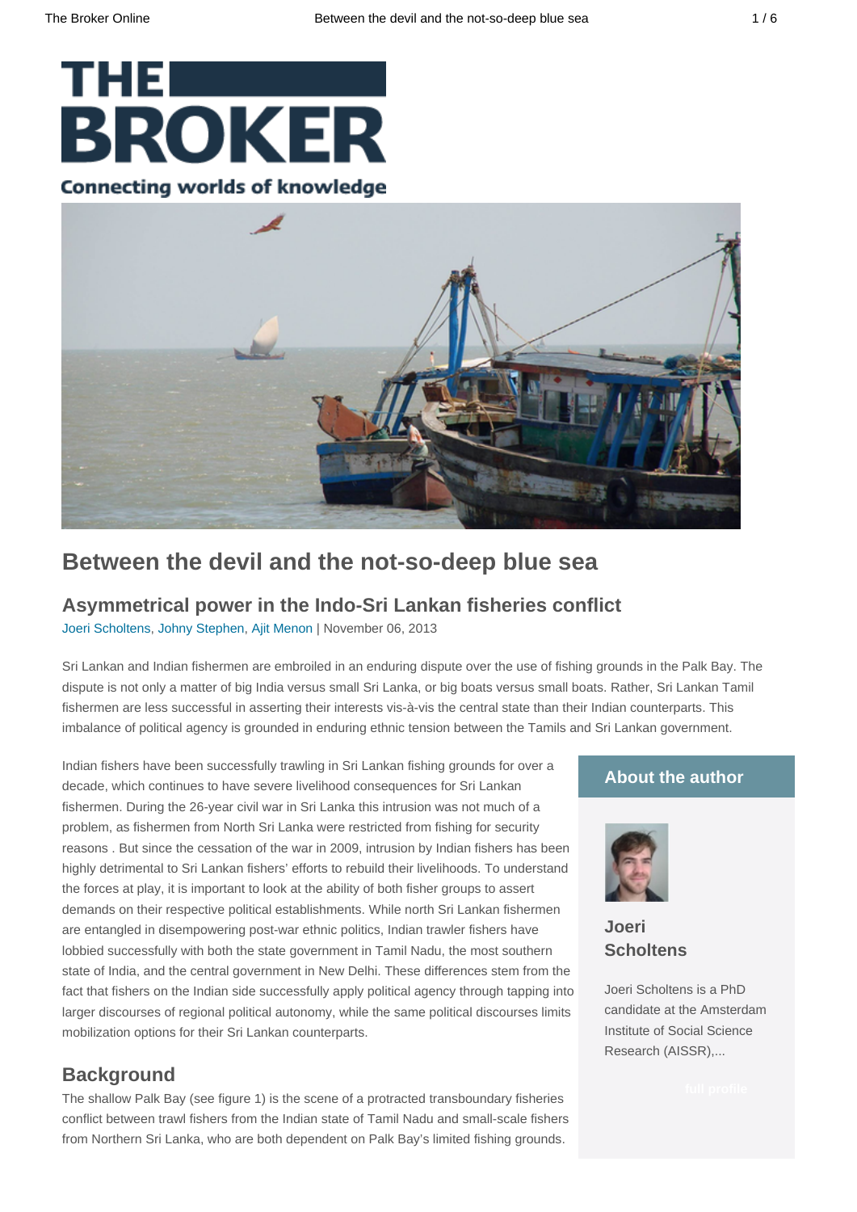# Between the devil and the not-so-deep blue sea

## Asymmetrical power in the Indo-Sri Lankan fisheries conflict

Joeri Scholtens, Johny Stephen, Ajit Menon | November 06, 2013

Sri Lankan and Indian fishermen are embroiled in an enduring dispute over the use of fishing grounds in the Palk Bay. The dispute is not only a matter of big India versus small Sri Lanka, or big boats versus small boats. Rather, Sri Lankan Tamil fishermen are less successful in asserting their interests vis-à-vis the central state than their Indian counterparts. This imbalance of political agency is grounded in enduring ethnic tension between the Tamils and Sri Lankan government.

Indian fishers have been successfully trawling in Sri Lankan fishing grounds for over a decade, which continues to have severe livelihood consequences for Sri Lankan fishermen. During the 26-year civil war in Sri Lanka this intrusion was not much of a problem, as fishermen from North Sri Lanka were restricted from fishing for security reasons . But since the cessation of the war in 2009, intrusion by Indian fishers has been highly detrimental to Sri Lankan fishers' efforts to rebuild their livelihoods. To understand the forces at play, it is important to look at the ability of both fisher groups to assert demands on their respective political establishments. While north Sri Lankan fishermen are entangled in disempowering post-war ethnic politics, Indian trawler fishers have lobbied successfully with both the state government in Tamil Nadu, the most southern state of India, and the central government in New Delhi. These differences stem from the fact that fishers on the Indian side successfully apply political agency through tapping into larger discourses of regional political autonomy, while the same political discourses limits mobilization options for their Sri Lankan counterparts.

### About the author

**Joeri Scholtens**

Joeri Scholtens is a PhD candidate at the Amsterdam Institute of Social Science Research (AISSR),...

## Background

The shallow Palk Bay (see figure 1) is the scene of a protracted transboundary fisheries conflict between trawl fishers from the Indian state of Tamil Nadu and small-scale fishers from Northern Sri Lanka, who are both dependent on Palk Bay's limited fishing grounds.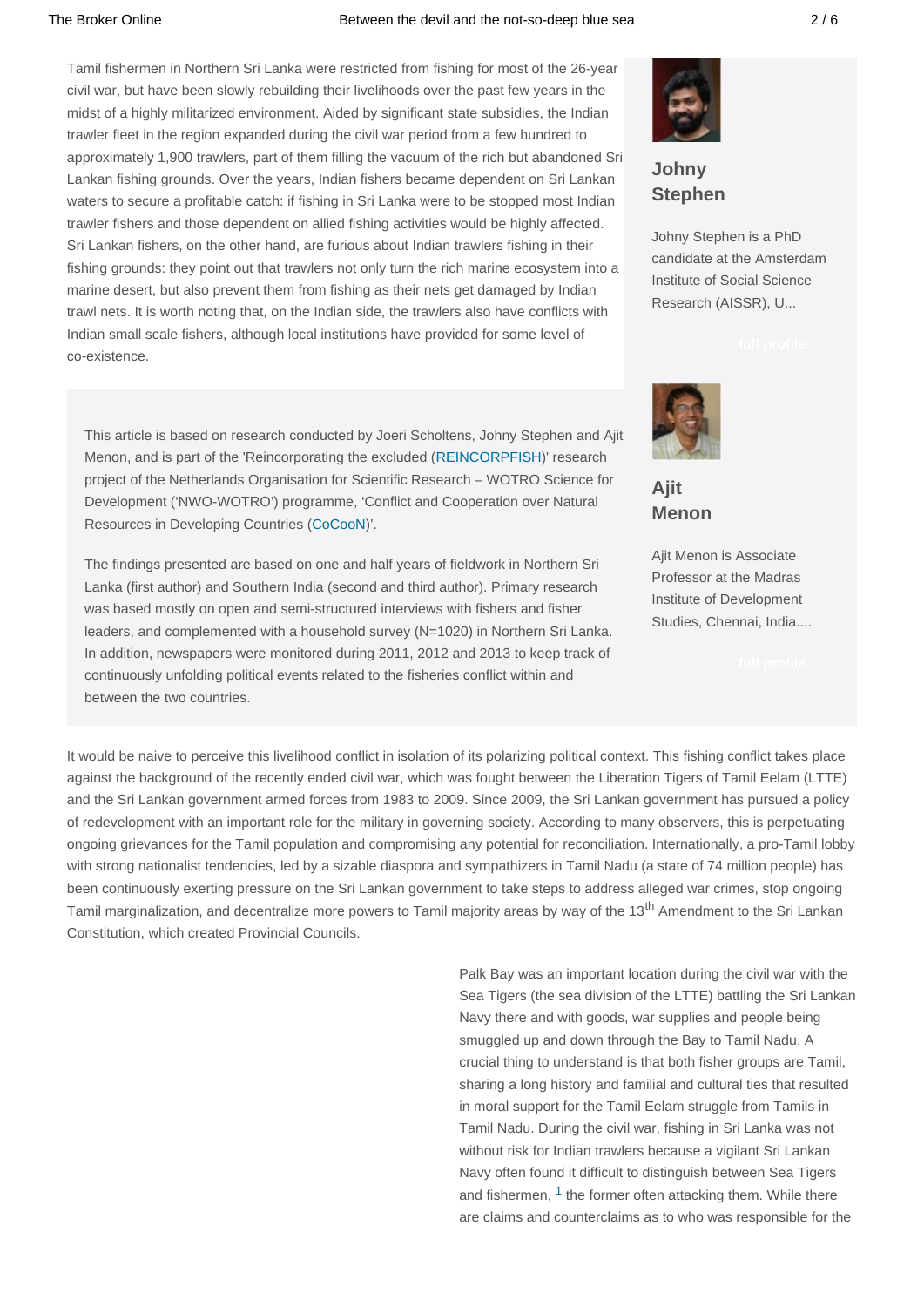Tamil fishermen in Northern Sri Lanka were restricted from fishing for most of the 26-year civil war, but have been slowly rebuilding their livelihoods over the past few years in the midst of a highly militarized environment. Aided by significant state subsidies, the Indian trawler fleet in the region expanded during the civil war period from a few hundred to approximately 1,900 trawlers, part of them filling the vacuum of the rich but abandoned Sri Lankan fishing grounds. Over the years, Indian fishers became dependent on Sri Lankan waters to secure a profitable catch: if fishing in Sri Lanka were to be stopped most Indian trawler fishers and those dependent on allied fishing activities would be highly affected. Sri Lankan fishers, on the other hand, are furious about Indian trawlers fishing in their fishing grounds: they point out that trawlers not only turn the rich marine ecosystem into a marine desert, but also prevent them from fishing as their nets get damaged by Indian trawl nets. It is worth noting that, on the Indian side, the trawlers also have conflicts with Indian small scale fishers, although local institutions have provided for some level of co-existence.

**Johny Stephen**

Johny Stephen is a PhD candidate at the Amsterdam Institute of Social Science Research (AISSR), U...

**Ajit Menon**

Ajit Menon is Associate Professor at the Madras Institute of Development Studies, Chennai, India....

This article is based on research conducted by Joeri Scholtens, Johny Stephen and Ajit Menon, and is part of the 'Reincorporating the excluded (REINCORPFISH)' research project of the Netherlands Organisation for Scientific Research – WOTRO Science for Development ('NWO-WOTRO') programme, 'Conflict and Cooperation over Natural Resources in Developing Countries (CoCooN)'.

The findings presented are based on one and half years of fieldwork in Northern Sri Lanka (first author) and Southern India (second and third author). Primary research was based mostly on open and semi-structured interviews with fishers and fisher leaders, and complemented with a household survey (N=1020) in Northern Sri Lanka. In addition, newspapers were monitored during 2011, 2012 and 2013 to keep track of continuously unfolding political events related to the fisheries conflict within and between the two countries.

It would be naive to perceive this livelihood conflict in isolation of its polarizing political context. This fishing conflict takes place against the background of the recently ended civil war, which was fought between the Liberation Tigers of Tamil Eelam (LTTE) and the Sri Lankan government armed forces from 1983 to 2009. Since 2009, the Sri Lankan government has pursued a policy of redevelopment with an important role for the military in governing society. According to many observers, this is perpetuating ongoing grievances for the Tamil population and compromising any potential for reconciliation. Internationally, a pro-Tamil lobby with strong nationalist tendencies, led by a sizable diaspora and sympathizers in Tamil Nadu (a state of 74 million people) has been continuously exerting pressure on the Sri Lankan government to take steps to address alleged war crimes, stop ongoing Tamil marginalization, and decentralize more powers to Tamil majority areas by way of the 13th Amendment to the Sri Lankan Constitution, which created Provincial Councils.

Palk Bay was an important location during the civil war with the Sea Tigers (the sea division of the LTTE) battling the Sri Lankan Navy there and with goods, war supplies and people being smuggled up and down through the Bay to Tamil Nadu. A crucial thing to understand is that both fisher groups are Tamil, sharing a long history and familial and cultural ties that resulted in moral support for the Tamil Eelam struggle from Tamils in Tamil Nadu. During the civil war, fishing in Sri Lanka was not without risk for Indian trawlers because a vigilant Sri Lankan Navy often found it difficult to distinguish between Sea Tigers and fishermen, [1] the former often attacking them. While there are claims and counterclaims as to who was responsible for the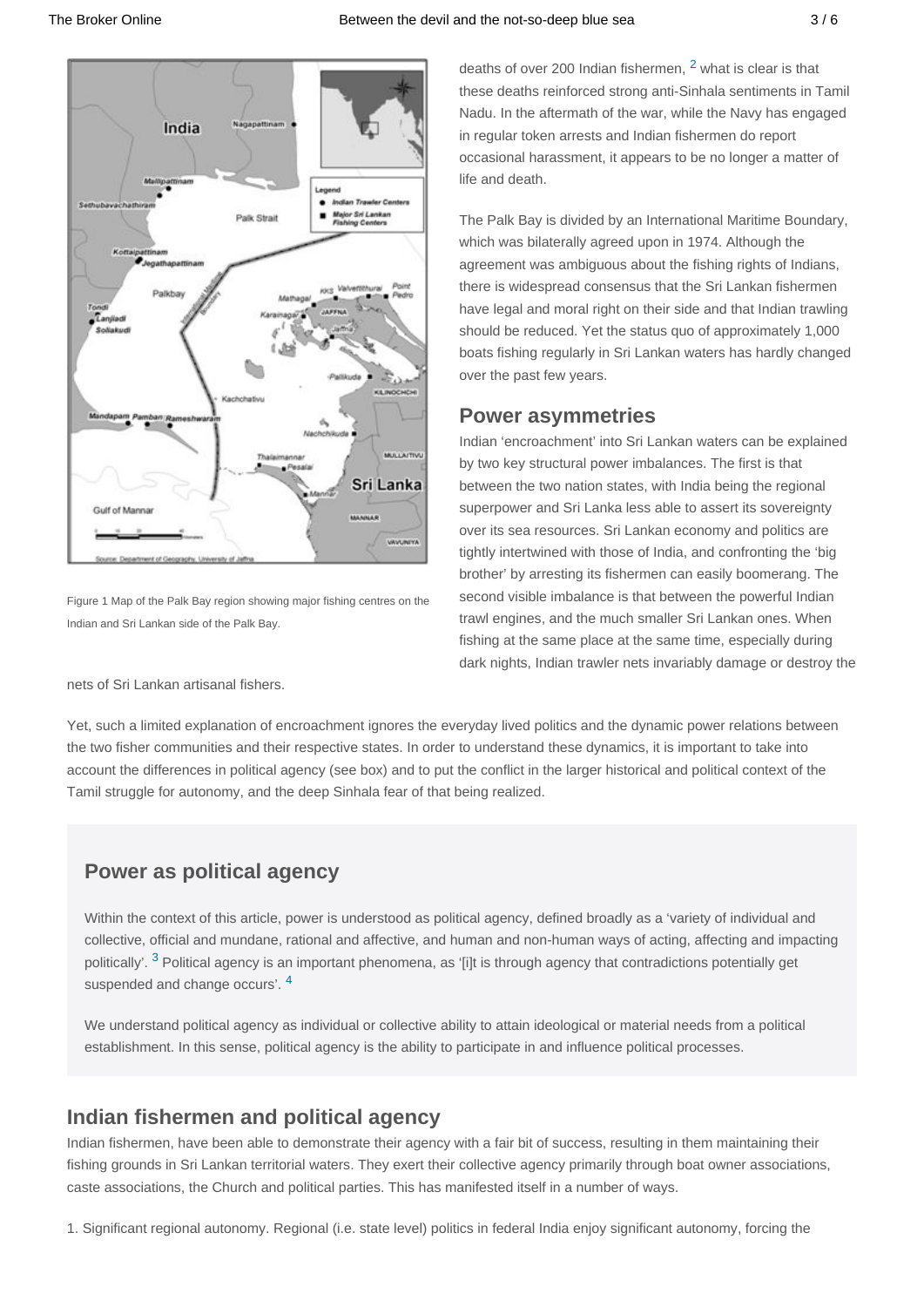Figure 1 Map of the Palk Bay region showing major fishing centres on the Indian and Sri Lankan side of the Palk Bay.

deaths of over 200 Indian fishermen, [2] what is clear is that these deaths reinforced strong anti-Sinhala sentiments in Tamil Nadu. In the aftermath of the war, while the Navy has engaged in regular token arrests and Indian fishermen do report occasional harassment, it appears to be no longer a matter of life and death.

The Palk Bay is divided by an International Maritime Boundary, which was bilaterally agreed upon in 1974. Although the agreement was ambiguous about the fishing rights of Indians, there is widespread consensus that the Sri Lankan fishermen have legal and moral right on their side and that Indian trawling should be reduced. Yet the status quo of approximately 1,000 boats fishing regularly in Sri Lankan waters has hardly changed over the past few years.

## Power asymmetries

Indian 'encroachment' into Sri Lankan waters can be explained by two key structural power imbalances. The first is that between the two nation states, with India being the regional superpower and Sri Lanka less able to assert its sovereignty over its sea resources. Sri Lankan economy and politics are tightly intertwined with those of India, and confronting the 'big brother' by arresting its fishermen can easily boomerang. The second visible imbalance is that between the powerful Indian trawl engines, and the much smaller Sri Lankan ones. When fishing at the same place at the same time, especially during dark nights, Indian trawler nets invariably damage or destroy the nets of Sri Lankan artisanal fishers.

Yet, such a limited explanation of encroachment ignores the everyday lived politics and the dynamic power relations between the two fisher communities and their respective states. In order to understand these dynamics, it is important to take into account the differences in political agency (see box) and to put the conflict in the larger historical and political context of the Tamil struggle for autonomy, and the deep Sinhala fear of that being realized.

### Power as political agency

Within the context of this article, power is understood as political agency, defined broadly as a 'variety of individual and collective, official and mundane, rational and affective, and human and non-human ways of acting, affecting and impacting politically'. [3] Political agency is an important phenomena, as '[i]t is through agency that contradictions potentially get suspended and change occurs'. [4]

We understand political agency as individual or collective ability to attain ideological or material needs from a political establishment. In this sense, political agency is the ability to participate in and influence political processes.

## Indian fishermen and political agency

Indian fishermen, have been able to demonstrate their agency with a fair bit of success, resulting in them maintaining their fishing grounds in Sri Lankan territorial waters. They exert their collective agency primarily through boat owner associations, caste associations, the Church and political parties. This has manifested itself in a number of ways.

1. Significant regional autonomy. Regional (i.e. state level) politics in federal India enjoy significant autonomy, forcing the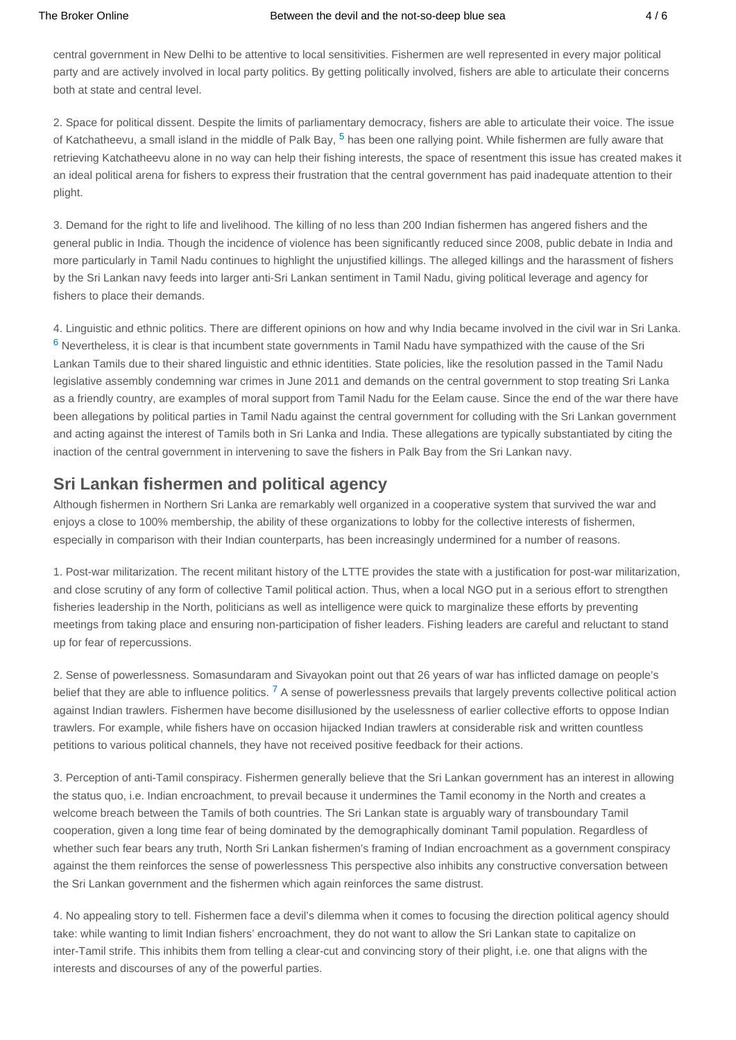central government in New Delhi to be attentive to local sensitivities. Fishermen are well represented in every major political party and are actively involved in local party politics. By getting politically involved, fishers are able to articulate their concerns both at state and central level.

2. Space for political dissent. Despite the limits of parliamentary democracy, fishers are able to articulate their voice. The issue of Katchatheevu, a small island in the middle of Palk Bay, [5] has been one rallying point. While fishermen are fully aware that retrieving Katchatheevu alone in no way can help their fishing interests, the space of resentment this issue has created makes it an ideal political arena for fishers to express their frustration that the central government has paid inadequate attention to their plight.

3. Demand for the right to life and livelihood. The killing of no less than 200 Indian fishermen has angered fishers and the general public in India. Though the incidence of violence has been significantly reduced since 2008, public debate in India and more particularly in Tamil Nadu continues to highlight the unjustified killings. The alleged killings and the harassment of fishers by the Sri Lankan navy feeds into larger anti-Sri Lankan sentiment in Tamil Nadu, giving political leverage and agency for fishers to place their demands.

4. Linguistic and ethnic politics. There are different opinions on how and why India became involved in the civil war in Sri Lanka. [6] Nevertheless, it is clear is that incumbent state governments in Tamil Nadu have sympathized with the cause of the Sri Lankan Tamils due to their shared linguistic and ethnic identities. State policies, like the resolution passed in the Tamil Nadu legislative assembly condemning war crimes in June 2011 and demands on the central government to stop treating Sri Lanka as a friendly country, are examples of moral support from Tamil Nadu for the Eelam cause. Since the end of the war there have been allegations by political parties in Tamil Nadu against the central government for colluding with the Sri Lankan government and acting against the interest of Tamils both in Sri Lanka and India. These allegations are typically substantiated by citing the inaction of the central government in intervening to save the fishers in Palk Bay from the Sri Lankan navy.

## Sri Lankan fishermen and political agency

Although fishermen in Northern Sri Lanka are remarkably well organized in a cooperative system that survived the war and enjoys a close to 100% membership, the ability of these organizations to lobby for the collective interests of fishermen, especially in comparison with their Indian counterparts, has been increasingly undermined for a number of reasons.

1. Post-war militarization. The recent militant history of the LTTE provides the state with a justification for post-war militarization, and close scrutiny of any form of collective Tamil political action. Thus, when a local NGO put in a serious effort to strengthen fisheries leadership in the North, politicians as well as intelligence were quick to marginalize these efforts by preventing meetings from taking place and ensuring non-participation of fisher leaders. Fishing leaders are careful and reluctant to stand up for fear of repercussions.

2. Sense of powerlessness. Somasundaram and Sivayokan point out that 26 years of war has inflicted damage on people's belief that they are able to influence politics. [7] A sense of powerlessness prevails that largely prevents collective political action against Indian trawlers. Fishermen have become disillusioned by the uselessness of earlier collective efforts to oppose Indian trawlers. For example, while fishers have on occasion hijacked Indian trawlers at considerable risk and written countless petitions to various political channels, they have not received positive feedback for their actions.

3. Perception of anti-Tamil conspiracy. Fishermen generally believe that the Sri Lankan government has an interest in allowing the status quo, i.e. Indian encroachment, to prevail because it undermines the Tamil economy in the North and creates a welcome breach between the Tamils of both countries. The Sri Lankan state is arguably wary of transboundary Tamil cooperation, given a long time fear of being dominated by the demographically dominant Tamil population. Regardless of whether such fear bears any truth, North Sri Lankan fishermen's framing of Indian encroachment as a government conspiracy against the them reinforces the sense of powerlessness This perspective also inhibits any constructive conversation between the Sri Lankan government and the fishermen which again reinforces the same distrust.

4. No appealing story to tell. Fishermen face a devil's dilemma when it comes to focusing the direction political agency should take: while wanting to limit Indian fishers' encroachment, they do not want to allow the Sri Lankan state to capitalize on inter-Tamil strife. This inhibits them from telling a clear-cut and convincing story of their plight, i.e. one that aligns with the interests and discourses of any of the powerful parties.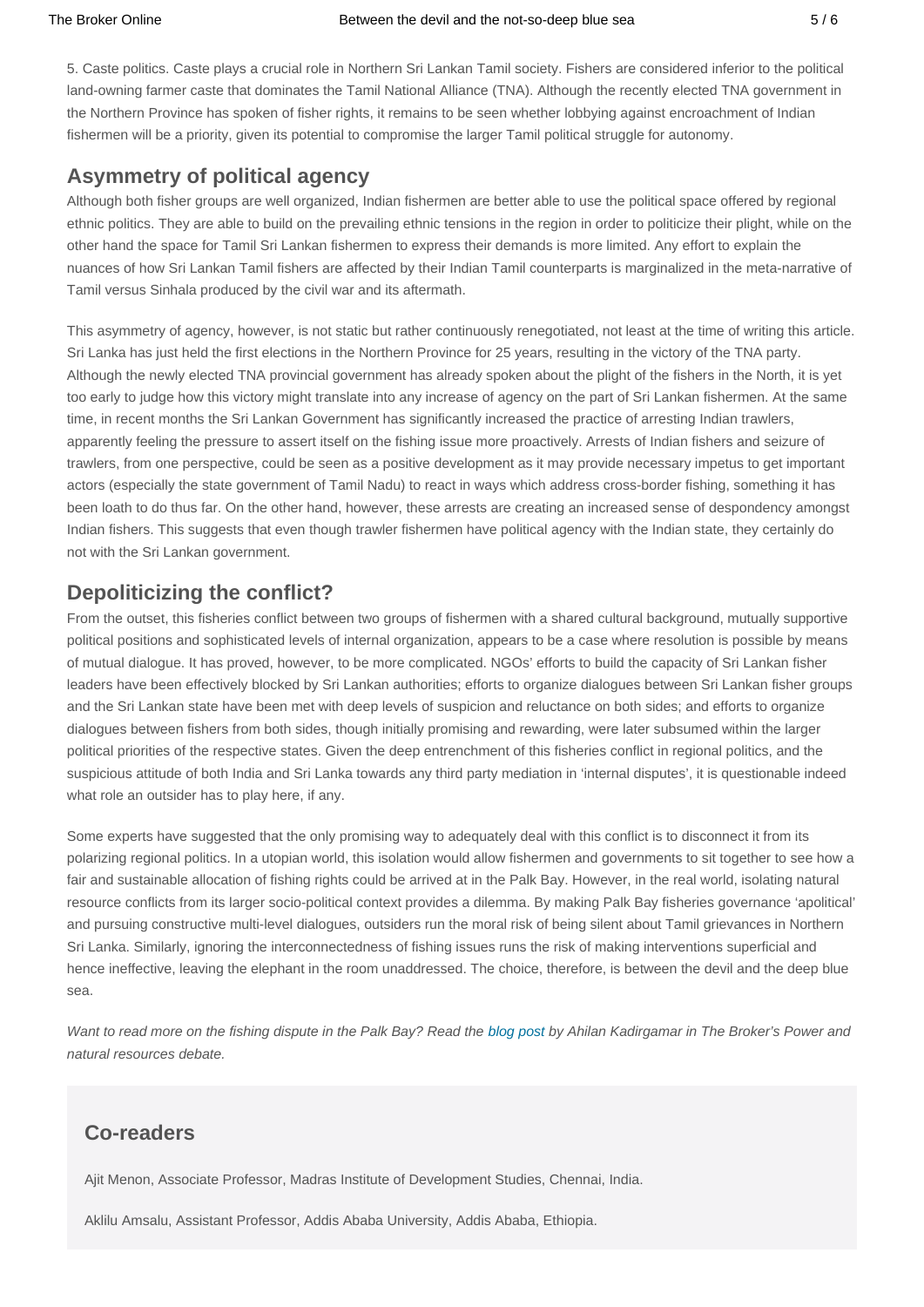5. Caste politics. Caste plays a crucial role in Northern Sri Lankan Tamil society. Fishers are considered inferior to the political land-owning farmer caste that dominates the Tamil National Alliance (TNA). Although the recently elected TNA government in the Northern Province has spoken of fisher rights, it remains to be seen whether lobbying against encroachment of Indian fishermen will be a priority, given its potential to compromise the larger Tamil political struggle for autonomy.

## Asymmetry of political agency

Although both fisher groups are well organized, Indian fishermen are better able to use the political space offered by regional ethnic politics. They are able to build on the prevailing ethnic tensions in the region in order to politicize their plight, while on the other hand the space for Tamil Sri Lankan fishermen to express their demands is more limited. Any effort to explain the nuances of how Sri Lankan Tamil fishers are affected by their Indian Tamil counterparts is marginalized in the meta-narrative of Tamil versus Sinhala produced by the civil war and its aftermath.

This asymmetry of agency, however, is not static but rather continuously renegotiated, not least at the time of writing this article. Sri Lanka has just held the first elections in the Northern Province for 25 years, resulting in the victory of the TNA party. Although the newly elected TNA provincial government has already spoken about the plight of the fishers in the North, it is yet too early to judge how this victory might translate into any increase of agency on the part of Sri Lankan fishermen. At the same time, in recent months the Sri Lankan Government has significantly increased the practice of arresting Indian trawlers, apparently feeling the pressure to assert itself on the fishing issue more proactively. Arrests of Indian fishers and seizure of trawlers, from one perspective, could be seen as a positive development as it may provide necessary impetus to get important actors (especially the state government of Tamil Nadu) to react in ways which address cross-border fishing, something it has been loath to do thus far. On the other hand, however, these arrests are creating an increased sense of despondency amongst Indian fishers. This suggests that even though trawler fishermen have political agency with the Indian state, they certainly do not with the Sri Lankan government.

## Depoliticizing the conflict?

From the outset, this fisheries conflict between two groups of fishermen with a shared cultural background, mutually supportive political positions and sophisticated levels of internal organization, appears to be a case where resolution is possible by means of mutual dialogue. It has proved, however, to be more complicated. NGOs' efforts to build the capacity of Sri Lankan fisher leaders have been effectively blocked by Sri Lankan authorities; efforts to organize dialogues between Sri Lankan fisher groups and the Sri Lankan state have been met with deep levels of suspicion and reluctance on both sides; and efforts to organize dialogues between fishers from both sides, though initially promising and rewarding, were later subsumed within the larger political priorities of the respective states. Given the deep entrenchment of this fisheries conflict in regional politics, and the suspicious attitude of both India and Sri Lanka towards any third party mediation in 'internal disputes', it is questionable indeed what role an outsider has to play here, if any.

Some experts have suggested that the only promising way to adequately deal with this conflict is to disconnect it from its polarizing regional politics. In a utopian world, this isolation would allow fishermen and governments to sit together to see how a fair and sustainable allocation of fishing rights could be arrived at in the Palk Bay. However, in the real world, isolating natural resource conflicts from its larger socio-political context provides a dilemma. By making Palk Bay fisheries governance 'apolitical' and pursuing constructive multi-level dialogues, outsiders run the moral risk of being silent about Tamil grievances in Northern Sri Lanka. Similarly, ignoring the interconnectedness of fishing issues runs the risk of making interventions superficial and hence ineffective, leaving the elephant in the room unaddressed. The choice, therefore, is between the devil and the deep blue sea.

*Want to read more on the fishing dispute in the Palk Bay? Read the blog post by Ahilan Kadirgamar in The Broker's Power and natural resources debate.*

## Co-readers

Ajit Menon, Associate Professor, Madras Institute of Development Studies, Chennai, India.

Aklilu Amsalu, Assistant Professor, Addis Ababa University, Addis Ababa, Ethiopia.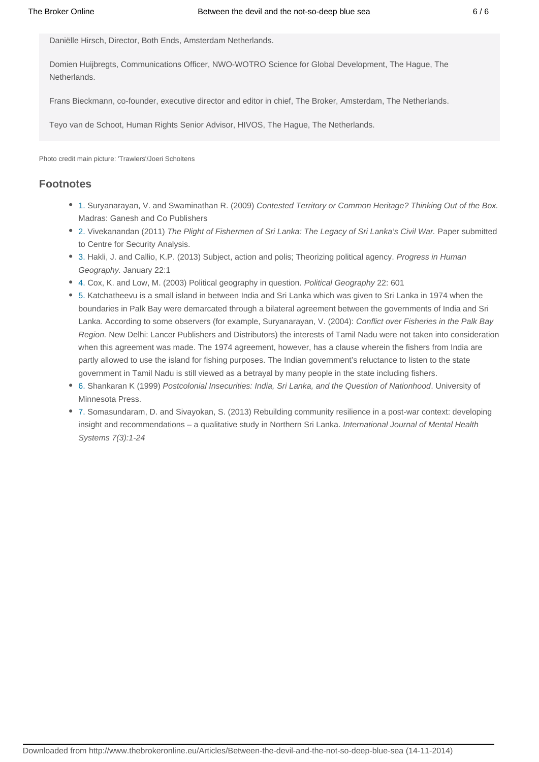Daniëlle Hirsch, Director, Both Ends, Amsterdam Netherlands.

Domien Huijbregts, Communications Officer, NWO-WOTRO Science for Global Development, The Hague, The Netherlands.

Frans Bieckmann, co-founder, executive director and editor in chief, The Broker, Amsterdam, The Netherlands.

Teyo van de Schoot, Human Rights Senior Advisor, HIVOS, The Hague, The Netherlands.

Photo credit main picture: 'Trawlers'/Joeri Scholtens

## Footnotes

- 1. Suryanarayan, V. and Swaminathan R. (2009) *Contested Territory or Common Heritage? Thinking Out of the Box.* Madras: Ganesh and Co Publishers
- 2. Vivekanandan (2011) *The Plight of Fishermen of Sri Lanka: The Legacy of Sri Lanka's Civil War.* Paper submitted to Centre for Security Analysis.
- 3. Hakli, J. and Callio, K.P. (2013) Subject, action and polis; Theorizing political agency. *Progress in Human Geography.* January 22:1
- 4. Cox, K. and Low, M. (2003) Political geography in question. *Political Geography* 22: 601
- 5. Katchatheevu is a small island in between India and Sri Lanka which was given to Sri Lanka in 1974 when the boundaries in Palk Bay were demarcated through a bilateral agreement between the governments of India and Sri Lanka. According to some observers (for example, Suryanarayan, V. (2004): *Conflict over Fisheries in the Palk Bay Region.* New Delhi: Lancer Publishers and Distributors) the interests of Tamil Nadu were not taken into consideration when this agreement was made. The 1974 agreement, however, has a clause wherein the fishers from India are partly allowed to use the island for fishing purposes. The Indian government's reluctance to listen to the state government in Tamil Nadu is still viewed as a betrayal by many people in the state including fishers.
- 6. Shankaran K (1999) *Postcolonial Insecurities: India, Sri Lanka, and the Question of Nationhood*. University of Minnesota Press.
- 7. Somasundaram, D. and Sivayokan, S. (2013) Rebuilding community resilience in a post-war context: developing insight and recommendations – a qualitative study in Northern Sri Lanka. *International Journal of Mental Health Systems 7(3):1-24*

Downloaded from http://www.thebrokeronline.eu/Articles/Between-the-devil-and-the-not-so-deep-blue-sea (14-11-2014)